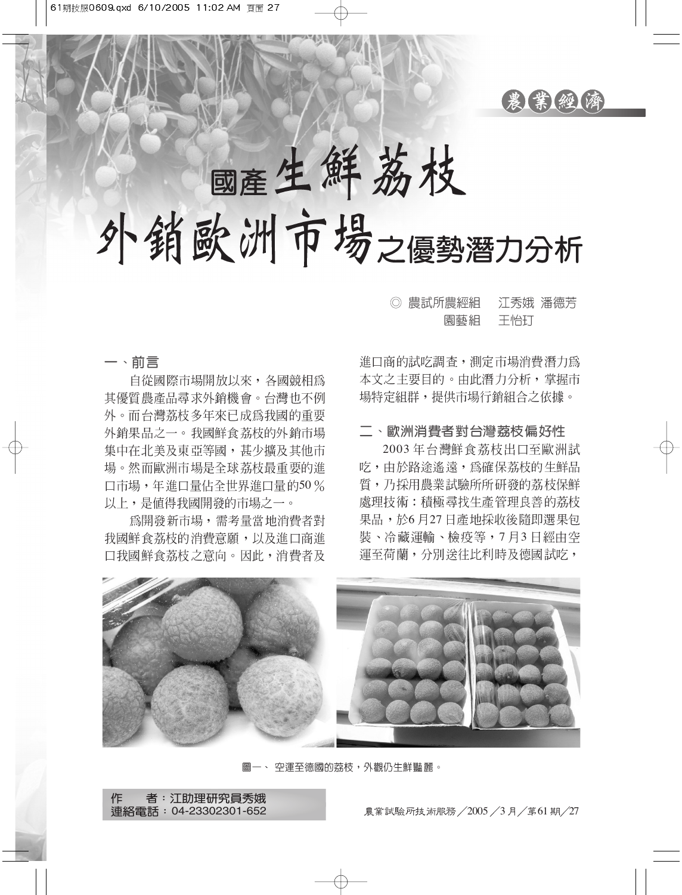農業經濟

# 國產生鮮荔枝外銷歐洲市場之優勢潛力分析

◎ 農試所農經組　江秀娥 潘德芳
園藝組　王怡玎

## 一、前言

自從國際市場開放以來，各國競相為其優質農產品尋求外銷機會。台灣也不例外。而台灣荔枝多年來已成為我國的重要外銷果品之一。我國鮮食荔枝的外銷市場集中在北美及東亞等國，甚少擴及其他市場。然而歐洲市場是全球荔枝最重要的進口市場，年進口量佔全世界進口量的50％以上，是值得我國開發的市場之一。

為開發新市場，需考量當地消費者對我國鮮食荔枝的消費意願，以及進口商進口我國鮮食荔枝之意向。因此，消費者及進口商的試吃調查，測定市場消費潛力為本文之主要目的。由此潛力分析，掌握市場特定組群，提供市場行銷組合之依據。

## 二、歐洲消費者對台灣荔枝偏好性

2003 年台灣鮮食荔枝出口至歐洲試吃，由於路途遙遠，為確保荔枝的生鮮品質，乃採用農業試驗所所研發的荔枝保鮮處理技術：積極尋找生產管理良善的荔枝果品，於6月27 日產地採收後隨即選果包裝、冷藏運輸、檢疫等，7 月3 日經由空運至荷蘭，分別送往比利時及德國試吃，

圖一、 空運至德國的荔枝，外觀仍生鮮豔麗。

**作　　者：江助理研究員秀娥**
**連絡電話：04-23302301-652**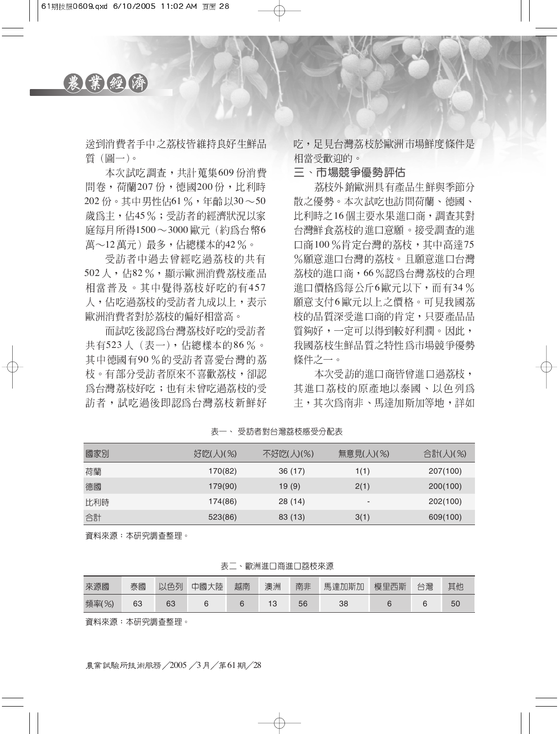送到消費者手中之荔枝皆維持良好生鮮品質（圖一）。

本次試吃調查，共計蒐集609份消費問卷，荷蘭207份，德國200份，比利時202份。其中男性佔61％，年齡以30～50歲為主，佔45％；受訪者的經濟狀況以家庭每月所得1500～3000歐元（約為台幣6萬～12萬元）最多，佔總樣本的42％。

受訪者中過去曾經吃過荔枝的共有502人，佔82％，顯示歐洲消費荔枝產品相當普及。其中覺得荔枝好吃的有457人，佔吃過荔枝的受訪者九成以上，表示歐洲消費者對於荔枝的偏好相當高。

而試吃後認為台灣荔枝好吃的受訪者共有523人（表一），佔總樣本的86％。其中德國有90％的受訪者喜愛台灣的荔枝。有部分受訪者原來不喜歡荔枝，卻認為台灣荔枝好吃；也有未曾吃過荔枝的受訪者，試吃過後即認為台灣荔枝新鮮好吃，足見台灣荔枝於歐洲市場鮮度條件是相當受歡迎的。

## 三、市場競爭優勢評估

荔枝外銷歐洲具有產品生鮮與季節分散之優勢。本次試吃也訪問荷蘭、德國、比利時之16個主要水果進口商，調查其對台灣鮮食荔枝的進口意願。接受調查的進口商100％肯定台灣的荔枝，其中高達75％願意進口台灣的荔枝。且願意進口台灣荔枝的進口商，66％認為台灣荔枝的合理進口價格為每公斤6歐元以下，而有34％願意支付6歐元以上之價格。可見我國荔枝的品質深受進口商的肯定，只要產品品質夠好，一定可以得到較好利潤。因此，我國荔枝生鮮品質之特性為市場競爭優勢條件之一。

本次受訪的進口商皆曾進口過荔枝，其進口荔枝的原產地以泰國、以色列為主，其次為南非、馬達加斯加等地，詳如

表一、受訪者對台灣荔枝感受分配表

| 國家別 | 好吃(人)(%) | 不好吃(人)(%) | 無意見(人)(%) | 合計(人)(%) |
|---|---|---|---|---|
| 荷蘭 | 170(82) | 36 (17) | 1(1) | 207(100) |
| 德國 | 179(90) | 19 (9) | 2(1) | 200(100) |
| 比利時 | 174(86) | 28 (14) | - | 202(100) |
| 合計 | 523(86) | 83 (13) | 3(1) | 609(100) |

資料來源：本研究調查整理。

表二、歐洲進口商進口荔枝來源

| 來源國 | 泰國 | 以色列 | 中國大陸 | 越南 | 澳洲 | 南非 | 馬達加斯加 | 模里西斯 | 台灣 | 其他 |
|---|---|---|---|---|---|---|---|---|---|---|
| 頻率(%) | 63 | 63 | 6 | 6 | 13 | 56 | 38 | 6 | 6 | 50 |

資料來源：本研究調查整理。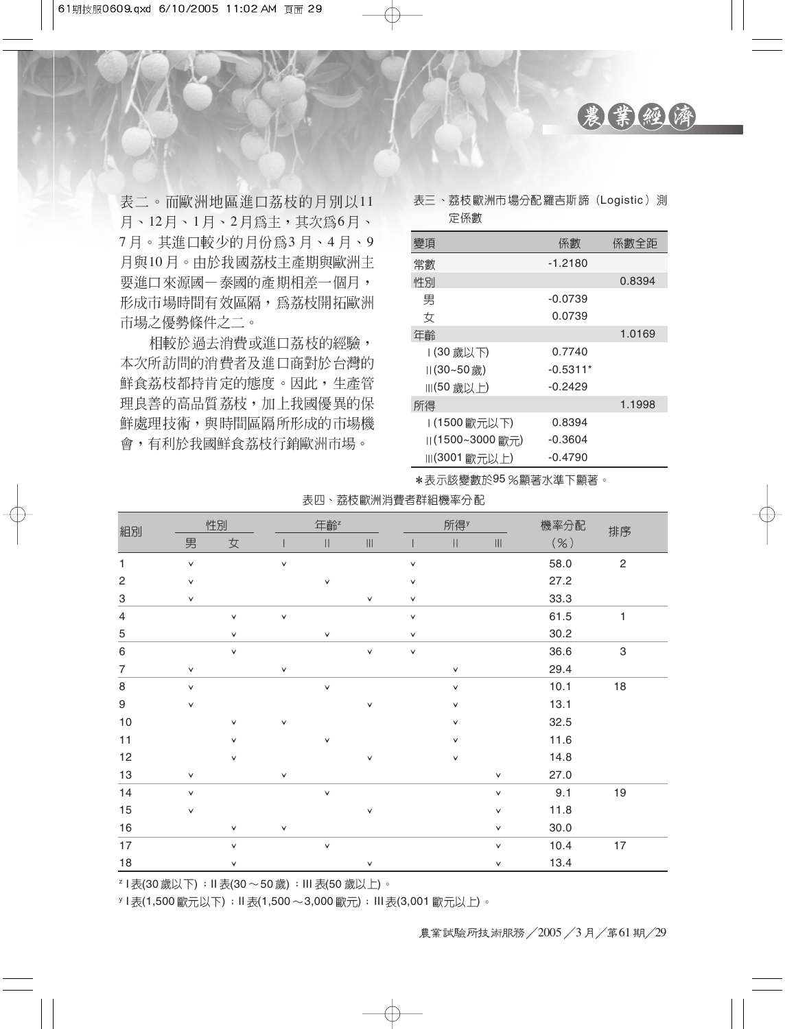表二。而歐洲地區進口荔枝的月別以11月、12月、1月、2月爲主，其次爲6月、7月。其進口較少的月份爲3月、4月、9月與10月。由於我國荔枝主產期與歐洲主要進口來源國—泰國的產期相差一個月，形成市場時間有效區隔，爲荔枝開拓歐洲市場之優勢條件之二。

相較於過去消費或進口荔枝的經驗，本次所訪問的消費者及進口商對於台灣的鮮食荔枝都持肯定的態度。因此，生產管理良善的高品質荔枝，加上我國優異的保鮮處理技術，與時間區隔所形成的市場機會，有利於我國鮮食荔枝行銷歐洲市場。

表三、荔枝歐洲市場分配羅吉斯諦（Logistic）測定係數

| 變項 | 係數 | 係數全距 |
|---|---|---|
| 常數 | -1.2180 | |
| 性別 | | 0.8394 |
| 男 | -0.0739 | |
| 女 | 0.0739 | |
| 年齡 | | 1.0169 |
| I(30歲以下) | 0.7740 | |
| II(30~50歲) | -0.5311* | |
| III(50歲以上) | -0.2429 | |
| 所得 | | 1.1998 |
| I(1500歐元以下) | 0.8394 | |
| II(1500~3000歐元) | -0.3604 | |
| III(3001歐元以上) | -0.4790 | |

*表示該變數於95％顯著水準下顯著。

表四、荔枝歐洲消費者群組機率分配

| 組別 | 性別 | | 年齡[z] | | | 所得[y] | | | 機率分配（%） | 排序 |
|---|---|---|---|---|---|---|---|---|---|---|
| | 男 | 女 | I | II | III | I | II | III | | |
| 1 | v | | v | | | v | | | 58.0 | 2 |
| 2 | v | | | v | | v | | | 27.2 | |
| 3 | v | | | | v | v | | | 33.3 | |
| 4 | | v | v | | | v | | | 61.5 | 1 |
| 5 | | v | | v | | v | | | 30.2 | |
| 6 | | v | | | v | v | | | 36.6 | 3 |
| 7 | v | | v | | | | v | | 29.4 | |
| 8 | v | | | v | | | v | | 10.1 | 18 |
| 9 | v | | | | v | | v | | 13.1 | |
| 10 | | v | v | | | | v | | 32.5 | |
| 11 | | v | | v | | | v | | 11.6 | |
| 12 | | v | | | v | | v | | 14.8 | |
| 13 | v | | v | | | | | v | 27.0 | |
| 14 | v | | | v | | | | v | 9.1 | 19 |
| 15 | v | | | | v | | | v | 11.8 | |
| 16 | | v | v | | | | | v | 30.0 | |
| 17 | | v | | v | | | | v | 10.4 | 17 |
| 18 | | v | | | v | | | v | 13.4 | |

[z] I表(30歲以下)；II表(30～50歲)；III表(50歲以上)。

[y] I表(1,500歐元以下)；II表(1,500～3,000歐元)；III表(3,001歐元以上)。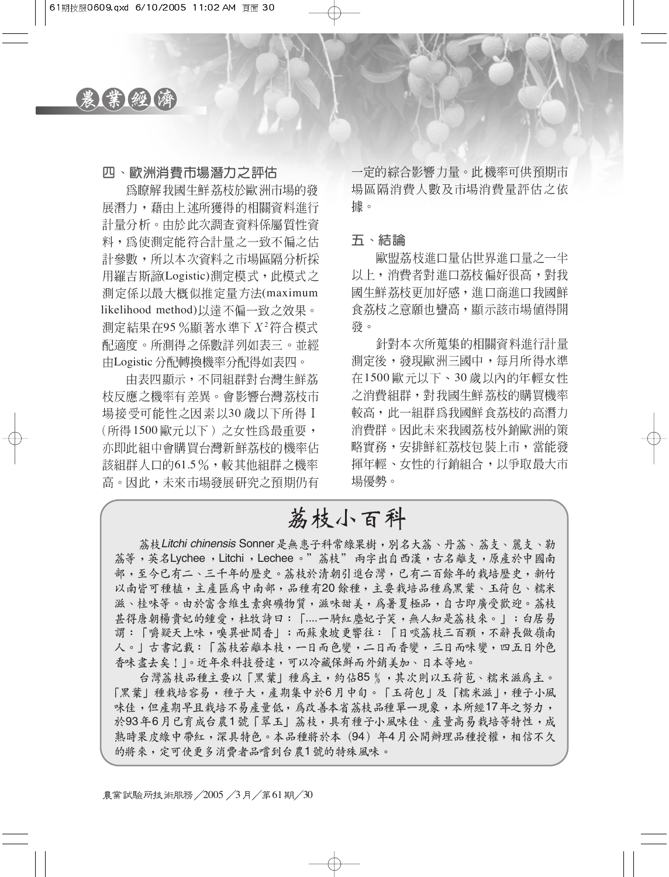## 四、歐洲消費市場潛力之評估

為瞭解我國生鮮荔枝於歐洲市場的發展潛力，藉由上述所獲得的相關資料進行計量分析。由於此次調查資料係屬質性資料，為使測定能符合計量之一致不偏之估計參數，所以本次資料之市場區隔分析採用羅吉斯諦(Logistic)測定模式，此模式之測定係以最大概似推定量方法(maximum likelihood method)以達不偏一致之效果。測定結果在95 %顯著水準下 $X^2$ 符合模式配適度。所測得之係數詳列如表三。並經由Logistic 分配轉換機率分配得如表四。

由表四顯示，不同組群對台灣生鮮荔枝反應之機率有差異。會影響台灣荔枝市場接受可能性之因素以30 歲以下所得 I（所得1500歐元以下）之女性為最重要，亦即此組中會購買台灣新鮮荔枝的機率佔該組群人口的61.5％，較其他組群之機率高。因此，未來市場發展研究之預期仍有一定的綜合影響力量。此機率可供預期市場區隔消費人數及市場消費量評估之依據。

## 五、結論

歐盟荔枝進口量佔世界進口量之一半以上，消費者對進口荔枝偏好很高，對我國生鮮荔枝更加好感，進口商進口我國鮮食荔枝之意願也變高，顯示該市場值得開發。

針對本次所蒐集的相關資料進行計量測定後，發現歐洲三國中，每月所得水準在1500 歐元以下、30 歲以內的年輕女性之消費組群，對我國生鮮荔枝的購買機率較高，此一組群為我國鮮食荔枝的高潛力消費群。因此未來我國荔枝外銷歐洲的策略實務，安排鮮紅荔枝包裝上市，當能發揮年輕、女性的行銷組合，以爭取最大市場優勢。

## 荔枝小百科

荔枝*Litchi chinensis* Sonner 是無患子科常綠果樹，別名大荔、丹荔、荔支、麗支、勒荔等，英名Lychee ，Litchi ，Lechee 。”荔枝” 兩字出自西漢，古名離支，原產於中國南部，至今已有二、三千年的歷史。荔枝於清朝引進台灣，已有二百餘年的栽培歷史，新竹以南皆可種植，主產區為中南部，品種有20 餘種，主要栽培品種為黑葉、玉荷包、糯米滋、桂味等。由於富含維生素與礦物質，滋味甜美，為暑夏極品，自古即廣受歡迎。荔枝甚得唐朝楊貴妃的鍾愛，杜牧詩曰：「....一騎紅塵妃子笑，無人知是荔枝來。」；白居易謂：「嚼疑天上味，嗅異世間香」；而蘇東坡更嚮往：「日啖荔枝三百顆，不辭長做嶺南人。」古書記載：「荔枝若離本枝，一日而色變，二日而香變，三日而味變，四五日外色香味盡去矣！」。近年來科技發達，可以冷藏保鮮而外銷美加、日本等地。

台灣荔枝品種主要以「黑葉」種為主，約佔85 ％，其次則以玉荷苞、糯米滋為主。「黑葉」種栽培容易，種子大，產期集中於6 月中旬。「玉荷包」及「糯米滋」，種子小風味佳，但產期早且栽培不易產量低，為改善本省荔枝品種單一現象，本所經17年之努力，於93年6月已育成台農1號「翠玉」荔枝，具有種子小風味佳、產量高易栽培等特性，成熟時果皮綠中帶紅，深具特色。本品種將於本（94）年4月公開辦理品種授權，相信不久的將來，定可使更多消費者品嚐到台農1號的特殊風味。